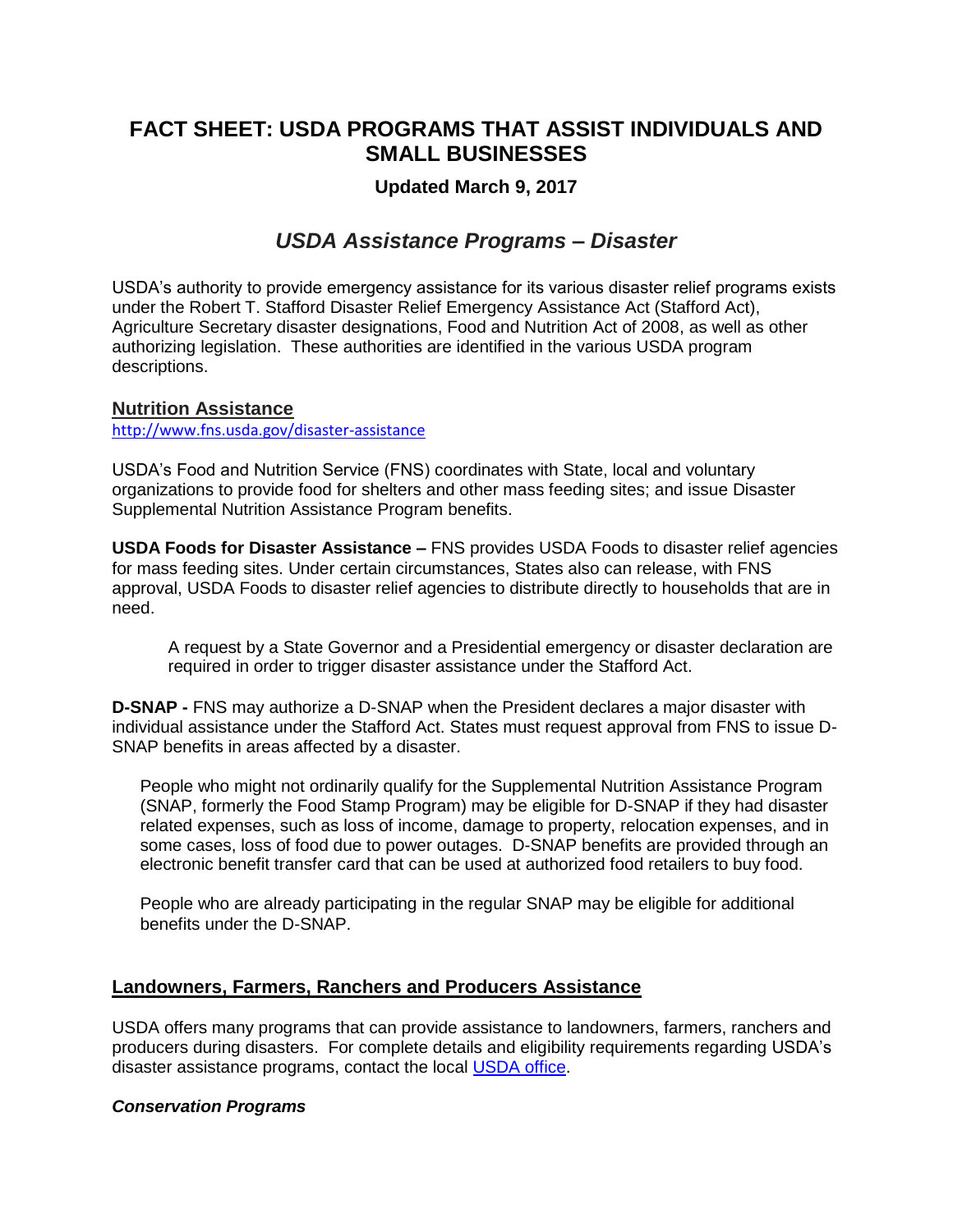# FACT SHEET: USDA PROGRAMS THAT ASSIST INDIVIDUALS AND SMALL BUSINESSES

**Updated March 9, 2017**

## *USDA Assistance Programs – Disaster*

USDA's authority to provide emergency assistance for its various disaster relief programs exists under the Robert T. Stafford Disaster Relief Emergency Assistance Act (Stafford Act), Agriculture Secretary disaster designations, Food and Nutrition Act of 2008, as well as other authorizing legislation. These authorities are identified in the various USDA program descriptions.

### Nutrition Assistance

http://www.fns.usda.gov/disaster-assistance

USDA's Food and Nutrition Service (FNS) coordinates with State, local and voluntary organizations to provide food for shelters and other mass feeding sites; and issue Disaster Supplemental Nutrition Assistance Program benefits.

**USDA Foods for Disaster Assistance –** FNS provides USDA Foods to disaster relief agencies for mass feeding sites. Under certain circumstances, States also can release, with FNS approval, USDA Foods to disaster relief agencies to distribute directly to households that are in need.

> A request by a State Governor and a Presidential emergency or disaster declaration are required in order to trigger disaster assistance under the Stafford Act.

**D-SNAP -** FNS may authorize a D-SNAP when the President declares a major disaster with individual assistance under the Stafford Act. States must request approval from FNS to issue D-SNAP benefits in areas affected by a disaster.

> People who might not ordinarily qualify for the Supplemental Nutrition Assistance Program (SNAP, formerly the Food Stamp Program) may be eligible for D-SNAP if they had disaster related expenses, such as loss of income, damage to property, relocation expenses, and in some cases, loss of food due to power outages. D-SNAP benefits are provided through an electronic benefit transfer card that can be used at authorized food retailers to buy food.
>
> People who are already participating in the regular SNAP may be eligible for additional benefits under the D-SNAP.

### Landowners, Farmers, Ranchers and Producers Assistance

USDA offers many programs that can provide assistance to landowners, farmers, ranchers and producers during disasters. For complete details and eligibility requirements regarding USDA's disaster assistance programs, contact the local USDA office.

#### *Conservation Programs*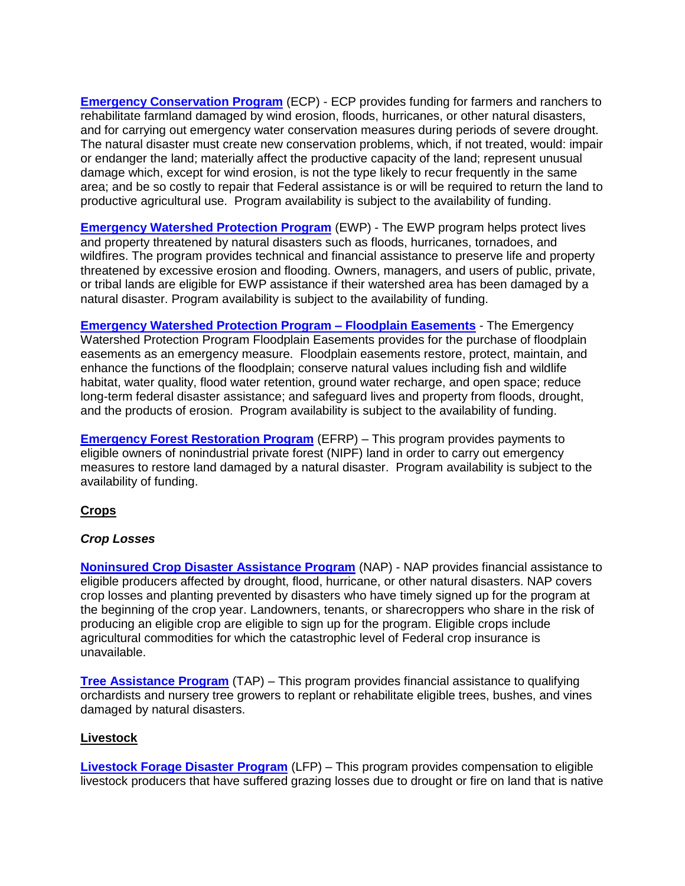**Emergency Conservation Program** (ECP) - ECP provides funding for farmers and ranchers to rehabilitate farmland damaged by wind erosion, floods, hurricanes, or other natural disasters, and for carrying out emergency water conservation measures during periods of severe drought. The natural disaster must create new conservation problems, which, if not treated, would: impair or endanger the land; materially affect the productive capacity of the land; represent unusual damage which, except for wind erosion, is not the type likely to recur frequently in the same area; and be so costly to repair that Federal assistance is or will be required to return the land to productive agricultural use. Program availability is subject to the availability of funding.

**Emergency Watershed Protection Program** (EWP) - The EWP program helps protect lives and property threatened by natural disasters such as floods, hurricanes, tornadoes, and wildfires. The program provides technical and financial assistance to preserve life and property threatened by excessive erosion and flooding. Owners, managers, and users of public, private, or tribal lands are eligible for EWP assistance if their watershed area has been damaged by a natural disaster. Program availability is subject to the availability of funding.

**Emergency Watershed Protection Program – Floodplain Easements** - The Emergency Watershed Protection Program Floodplain Easements provides for the purchase of floodplain easements as an emergency measure. Floodplain easements restore, protect, maintain, and enhance the functions of the floodplain; conserve natural values including fish and wildlife habitat, water quality, flood water retention, ground water recharge, and open space; reduce long-term federal disaster assistance; and safeguard lives and property from floods, drought, and the products of erosion. Program availability is subject to the availability of funding.

**Emergency Forest Restoration Program** (EFRP) – This program provides payments to eligible owners of nonindustrial private forest (NIPF) land in order to carry out emergency measures to restore land damaged by a natural disaster. Program availability is subject to the availability of funding.

## Crops

### *Crop Losses*

**Noninsured Crop Disaster Assistance Program** (NAP) - NAP provides financial assistance to eligible producers affected by drought, flood, hurricane, or other natural disasters. NAP covers crop losses and planting prevented by disasters who have timely signed up for the program at the beginning of the crop year. Landowners, tenants, or sharecroppers who share in the risk of producing an eligible crop are eligible to sign up for the program. Eligible crops include agricultural commodities for which the catastrophic level of Federal crop insurance is unavailable.

**Tree Assistance Program** (TAP) – This program provides financial assistance to qualifying orchardists and nursery tree growers to replant or rehabilitate eligible trees, bushes, and vines damaged by natural disasters.

## Livestock

**Livestock Forage Disaster Program** (LFP) – This program provides compensation to eligible livestock producers that have suffered grazing losses due to drought or fire on land that is native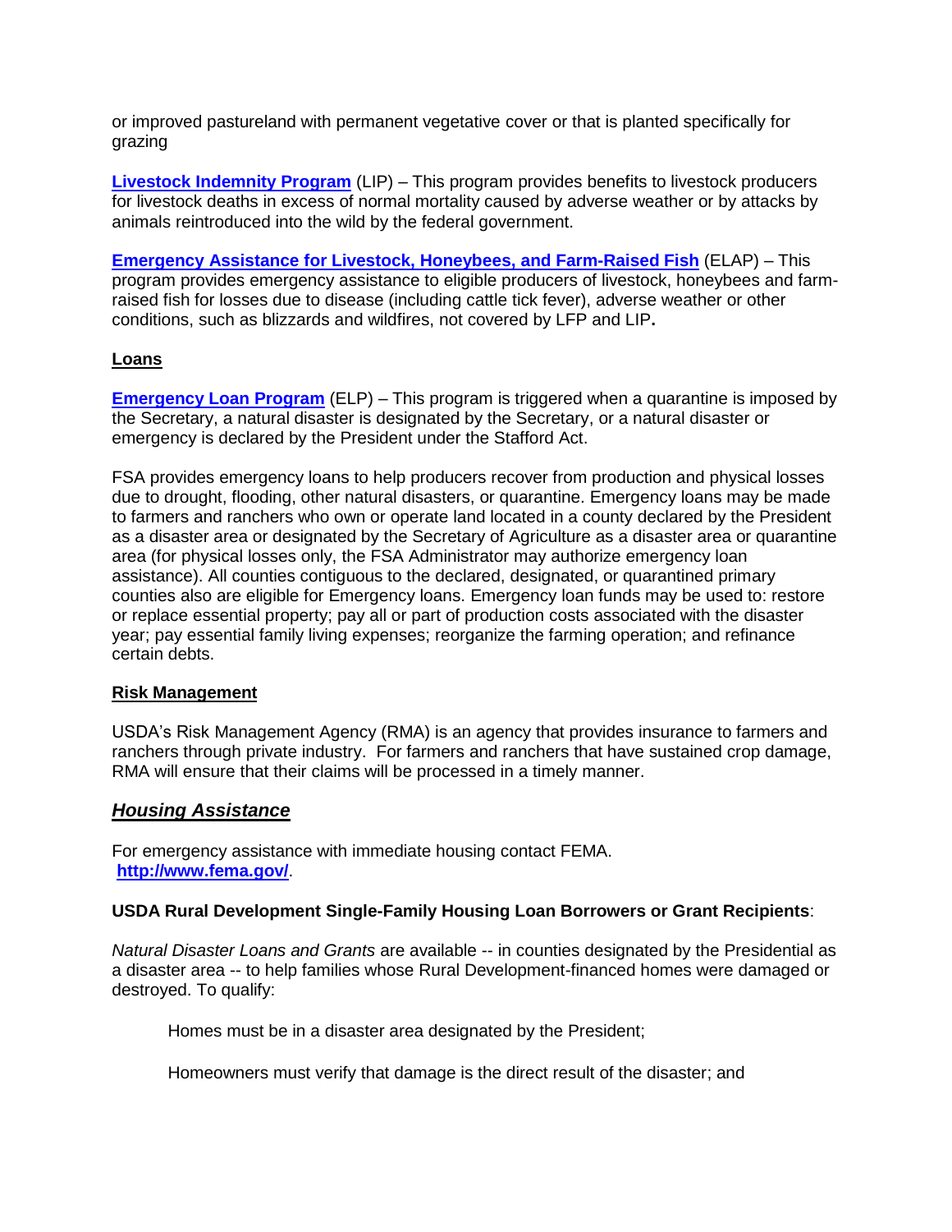or improved pastureland with permanent vegetative cover or that is planted specifically for grazing

**Livestock Indemnity Program** (LIP) – This program provides benefits to livestock producers for livestock deaths in excess of normal mortality caused by adverse weather or by attacks by animals reintroduced into the wild by the federal government.

**Emergency Assistance for Livestock, Honeybees, and Farm-Raised Fish** (ELAP) – This program provides emergency assistance to eligible producers of livestock, honeybees and farm-raised fish for losses due to disease (including cattle tick fever), adverse weather or other conditions, such as blizzards and wildfires, not covered by LFP and LIP**.**

**Loans**

**Emergency Loan Program** (ELP) – This program is triggered when a quarantine is imposed by the Secretary, a natural disaster is designated by the Secretary, or a natural disaster or emergency is declared by the President under the Stafford Act.

FSA provides emergency loans to help producers recover from production and physical losses due to drought, flooding, other natural disasters, or quarantine. Emergency loans may be made to farmers and ranchers who own or operate land located in a county declared by the President as a disaster area or designated by the Secretary of Agriculture as a disaster area or quarantine area (for physical losses only, the FSA Administrator may authorize emergency loan assistance). All counties contiguous to the declared, designated, or quarantined primary counties also are eligible for Emergency loans. Emergency loan funds may be used to: restore or replace essential property; pay all or part of production costs associated with the disaster year; pay essential family living expenses; reorganize the farming operation; and refinance certain debts.

**Risk Management**

USDA's Risk Management Agency (RMA) is an agency that provides insurance to farmers and ranchers through private industry. For farmers and ranchers that have sustained crop damage, RMA will ensure that their claims will be processed in a timely manner.

## ***Housing Assistance***

For emergency assistance with immediate housing contact FEMA.
**http://www.fema.gov/**.

**USDA Rural Development Single-Family Housing Loan Borrowers or Grant Recipients**:

*Natural Disaster Loans and Grants* are available -- in counties designated by the Presidential as a disaster area -- to help families whose Rural Development-financed homes were damaged or destroyed. To qualify:

Homes must be in a disaster area designated by the President;

Homeowners must verify that damage is the direct result of the disaster; and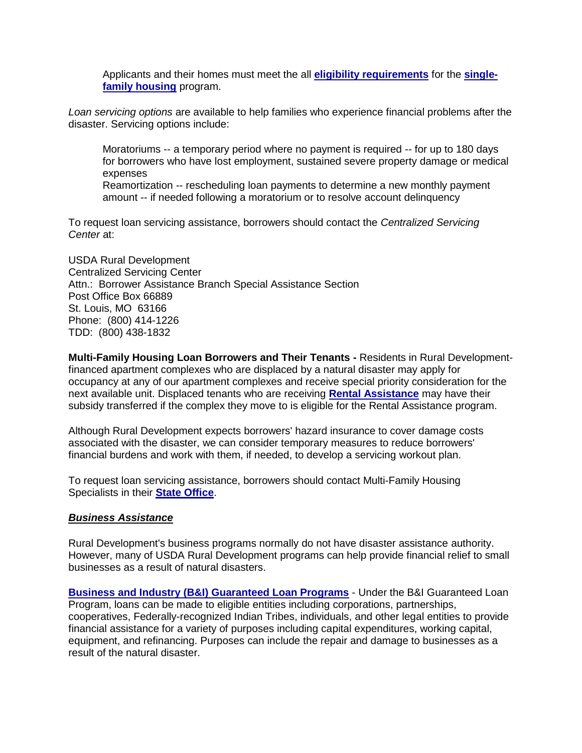Applicants and their homes must meet the all **eligibility requirements** for the **single-family housing** program.

*Loan servicing options* are available to help families who experience financial problems after the disaster. Servicing options include:

Moratoriums -- a temporary period where no payment is required -- for up to 180 days for borrowers who have lost employment, sustained severe property damage or medical expenses

Reamortization -- rescheduling loan payments to determine a new monthly payment amount -- if needed following a moratorium or to resolve account delinquency

To request loan servicing assistance, borrowers should contact the *Centralized Servicing Center* at:

USDA Rural Development
Centralized Servicing Center
Attn.: Borrower Assistance Branch Special Assistance Section
Post Office Box 66889
St. Louis, MO 63166
Phone: (800) 414-1226
TDD: (800) 438-1832

**Multi-Family Housing Loan Borrowers and Their Tenants -** Residents in Rural Development-financed apartment complexes who are displaced by a natural disaster may apply for occupancy at any of our apartment complexes and receive special priority consideration for the next available unit. Displaced tenants who are receiving **Rental Assistance** may have their subsidy transferred if the complex they move to is eligible for the Rental Assistance program.

Although Rural Development expects borrowers' hazard insurance to cover damage costs associated with the disaster, we can consider temporary measures to reduce borrowers' financial burdens and work with them, if needed, to develop a servicing workout plan.

To request loan servicing assistance, borrowers should contact Multi-Family Housing Specialists in their **State Office**.

***Business Assistance***

Rural Development's business programs normally do not have disaster assistance authority. However, many of USDA Rural Development programs can help provide financial relief to small businesses as a result of natural disasters.

**Business and Industry (B&I) Guaranteed Loan Programs** - Under the B&I Guaranteed Loan Program, loans can be made to eligible entities including corporations, partnerships, cooperatives, Federally-recognized Indian Tribes, individuals, and other legal entities to provide financial assistance for a variety of purposes including capital expenditures, working capital, equipment, and refinancing. Purposes can include the repair and damage to businesses as a result of the natural disaster.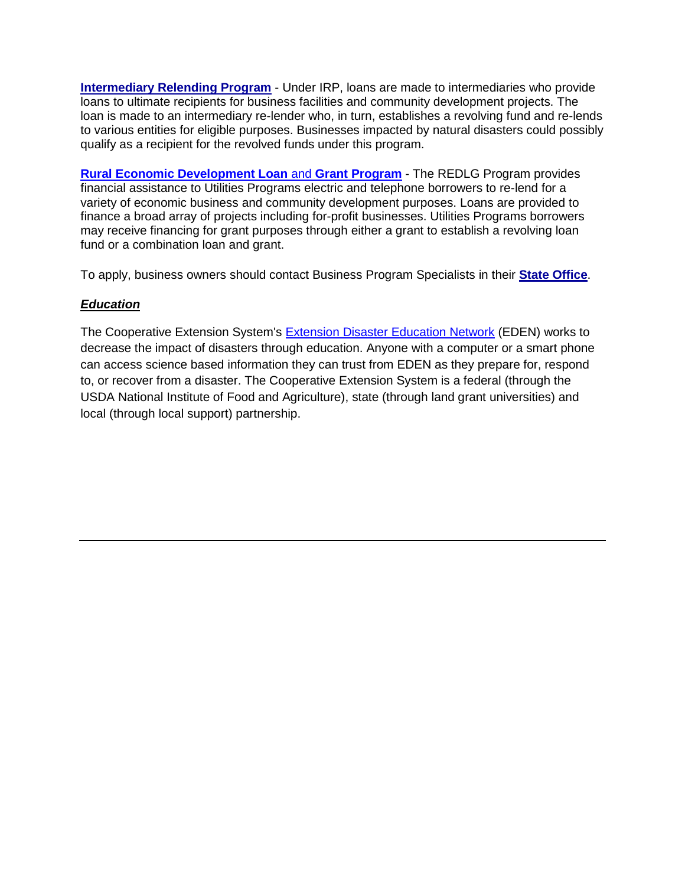**Intermediary Relending Program** - Under IRP, loans are made to intermediaries who provide loans to ultimate recipients for business facilities and community development projects. The loan is made to an intermediary re-lender who, in turn, establishes a revolving fund and re-lends to various entities for eligible purposes. Businesses impacted by natural disasters could possibly qualify as a recipient for the revolved funds under this program.

**Rural Economic Development Loan** and **Grant Program** - The REDLG Program provides financial assistance to Utilities Programs electric and telephone borrowers to re-lend for a variety of economic business and community development purposes. Loans are provided to finance a broad array of projects including for-profit businesses. Utilities Programs borrowers may receive financing for grant purposes through either a grant to establish a revolving loan fund or a combination loan and grant.

To apply, business owners should contact Business Program Specialists in their **State Office**.

***Education***

The Cooperative Extension System's Extension Disaster Education Network (EDEN) works to decrease the impact of disasters through education. Anyone with a computer or a smart phone can access science based information they can trust from EDEN as they prepare for, respond to, or recover from a disaster. The Cooperative Extension System is a federal (through the USDA National Institute of Food and Agriculture), state (through land grant universities) and local (through local support) partnership.